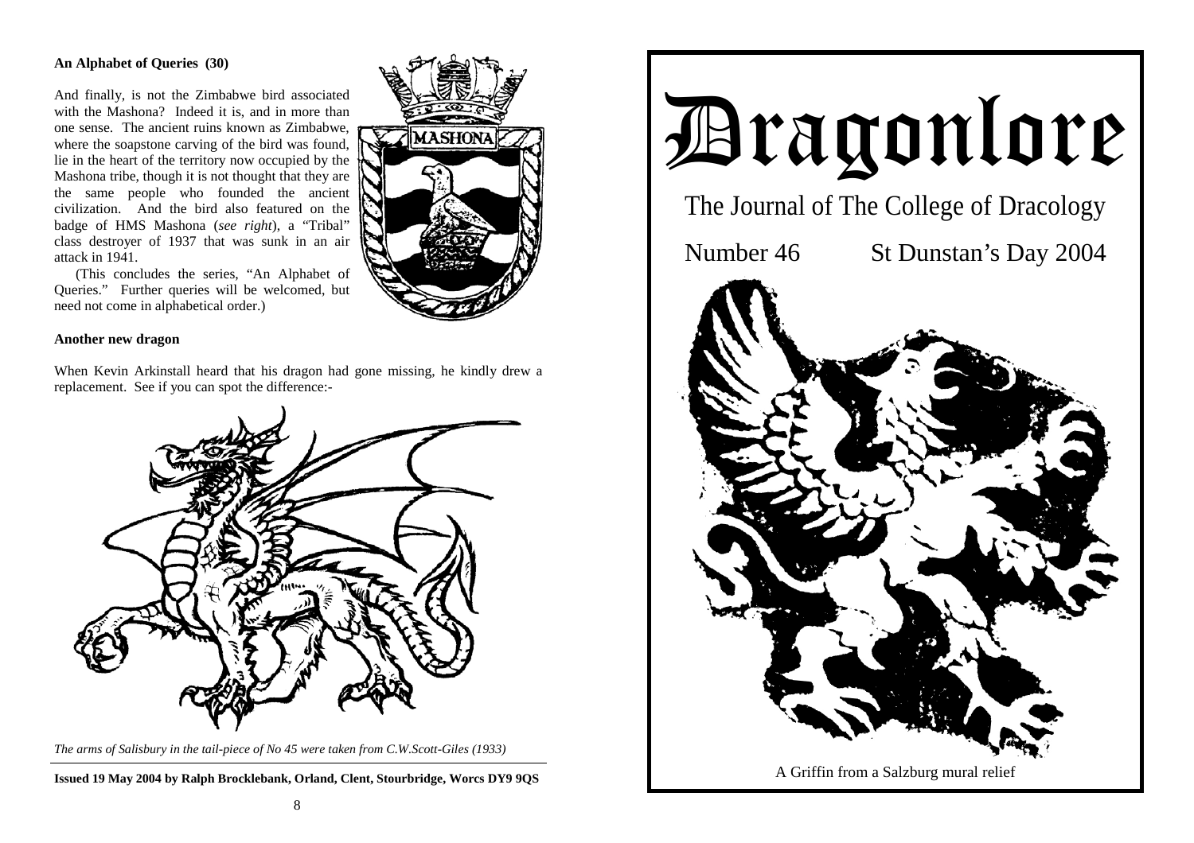**An Alphabet of Queries (30)**

And finally, is not the Zimbabwe bird associated with the Mashona? Indeed it is, and in more than one sense. The ancient ruins known as Zimbabwe, where the soapstone carving of the bird was found, lie in the heart of the territory now occupied by the Mashona tribe, though it is not thought that they are the same people who founded the ancient civilization. And the bird also featured on the badge of HMS Mashona (*see right*), a "Tribal" class destroyer of 1937 that was sunk in an air attack in 1941.

(This concludes the series, "An Alphabet of Queries." Further queries will be welcomed, but need not come in alphabetical order.)

**Another new dragon**

When Kevin Arkinstall heard that his dragon had gone missing, he kindly drew a replacement. See if you can spot the difference:-

*The arms of Salisbury in the tail-piece of No 45 were taken from C.W.Scott-Giles (1933)*

**Issued 19 May 2004 by Ralph Brocklebank, Orland, Clent, Stourbridge, Worcs DY9 9QS**

# Dragonlore

## The Journal of The College of Dracology

Number 46 St Dunstan's Day 2004

A Griffin from a Salzburg mural relief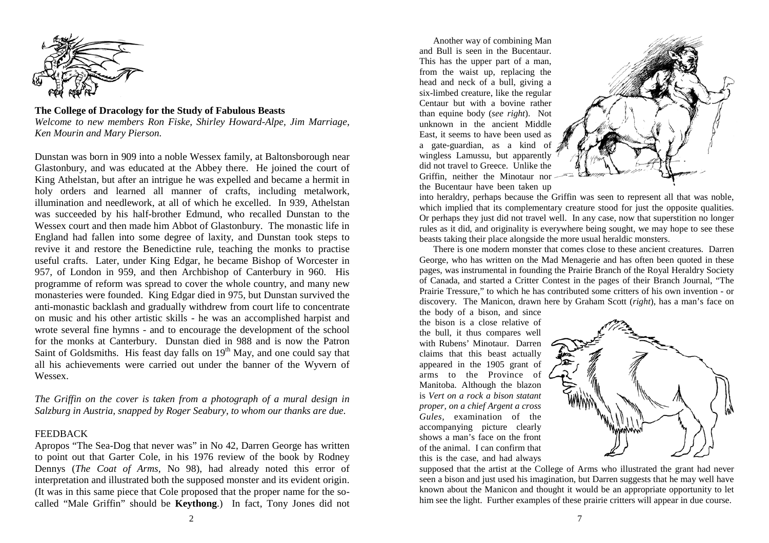**The College of Dracology for the Study of Fabulous Beasts**

*Welcome to new members Ron Fiske, Shirley Howard-Alpe, Jim Marriage, Ken Mourin and Mary Pierson.*

Dunstan was born in 909 into a noble Wessex family, at Baltonsborough near Glastonbury, and was educated at the Abbey there. He joined the court of King Athelstan, but after an intrigue he was expelled and became a hermit in holy orders and learned all manner of crafts, including metalwork, illumination and needlework, at all of which he excelled. In 939, Athelstan was succeeded by his half-brother Edmund, who recalled Dunstan to the Wessex court and then made him Abbot of Glastonbury. The monastic life in England had fallen into some degree of laxity, and Dunstan took steps to revive it and restore the Benedictine rule, teaching the monks to practise useful crafts. Later, under King Edgar, he became Bishop of Worcester in 957, of London in 959, and then Archbishop of Canterbury in 960. His programme of reform was spread to cover the whole country, and many new monasteries were founded. King Edgar died in 975, but Dunstan survived the anti-monastic backlash and gradually withdrew from court life to concentrate on music and his other artistic skills - he was an accomplished harpist and wrote several fine hymns - and to encourage the development of the school for the monks at Canterbury. Dunstan died in 988 and is now the Patron Saint of Goldsmiths. His feast day falls on 19th May, and one could say that all his achievements were carried out under the banner of the Wyvern of Wessex.

*The Griffin on the cover is taken from a photograph of a mural design in Salzburg in Austria, snapped by Roger Seabury, to whom our thanks are due.*

FEEDBACK

Apropos "The Sea-Dog that never was" in No 42, Darren George has written to point out that Garter Cole, in his 1976 review of the book by Rodney Dennys (*The Coat of Arms*, No 98), had already noted this error of interpretation and illustrated both the supposed monster and its evident origin. (It was in this same piece that Cole proposed that the proper name for the so-called "Male Griffin" should be **Keythong**.) In fact, Tony Jones did not

Another way of combining Man and Bull is seen in the Bucentaur. This has the upper part of a man, from the waist up, replacing the head and neck of a bull, giving a six-limbed creature, like the regular Centaur but with a bovine rather than equine body (*see right*). Not unknown in the ancient Middle East, it seems to have been used as a gate-guardian, as a kind of wingless Lamussu, but apparently did not travel to Greece. Unlike the Griffin, neither the Minotaur nor the Bucentaur have been taken up into heraldry, perhaps because the Griffin was seen to represent all that was noble, which implied that its complementary creature stood for just the opposite qualities. Or perhaps they just did not travel well. In any case, now that superstition no longer rules as it did, and originality is everywhere being sought, we may hope to see these beasts taking their place alongside the more usual heraldic monsters.

There is one modern monster that comes close to these ancient creatures. Darren George, who has written on the Mad Menagerie and has often been quoted in these pages, was instrumental in founding the Prairie Branch of the Royal Heraldry Society of Canada, and started a Critter Contest in the pages of their Branch Journal, "The Prairie Tressure," to which he has contributed some critters of his own invention - or discovery. The Manicon, drawn here by Graham Scott (*right*), has a man's face on the body of a bison, and since the bison is a close relative of the bull, it thus compares well with Rubens' Minotaur. Darren claims that this beast actually appeared in the 1905 grant of arms to the Province of Manitoba. Although the blazon is *Vert on a rock a bison statant proper, on a chief Argent a cross Gules*, examination of the accompanying picture clearly shows a man's face on the front of the animal. I can confirm that this is the case, and had always supposed that the artist at the College of Arms who illustrated the grant had never seen a bison and just used his imagination, but Darren suggests that he may well have known about the Manicon and thought it would be an appropriate opportunity to let him see the light. Further examples of these prairie critters will appear in due course.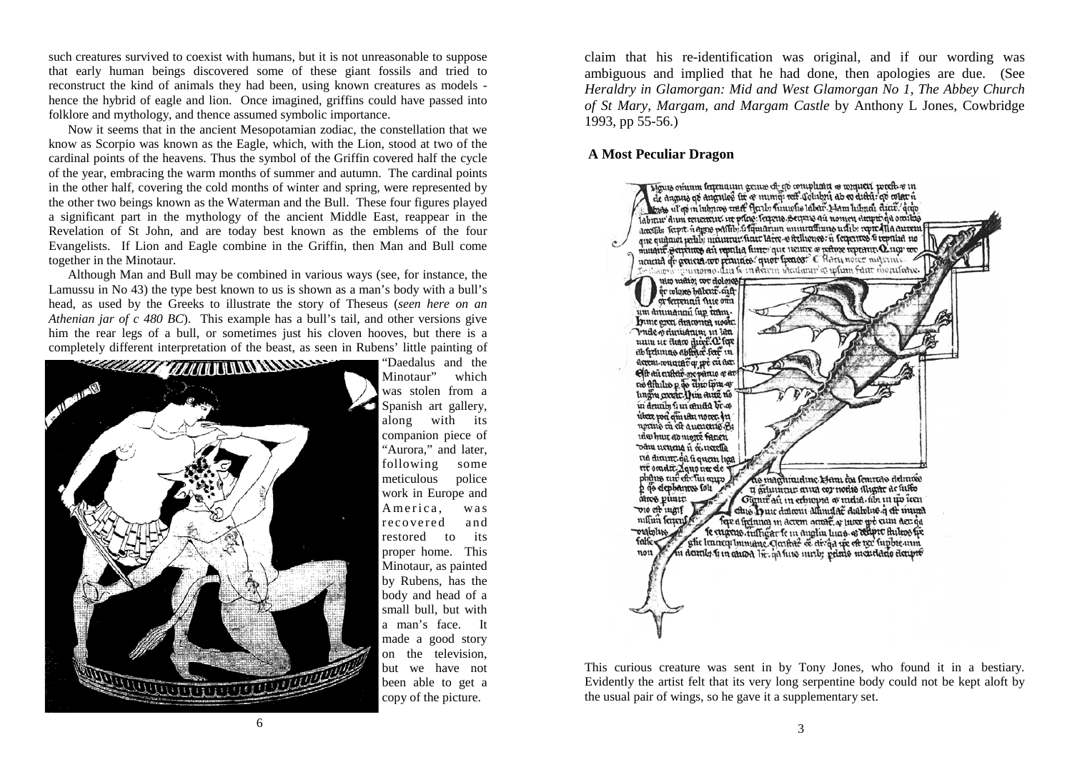such creatures survived to coexist with humans, but it is not unreasonable to suppose that early human beings discovered some of these giant fossils and tried to reconstruct the kind of animals they had been, using known creatures as models - hence the hybrid of eagle and lion. Once imagined, griffins could have passed into folklore and mythology, and thence assumed symbolic importance.

Now it seems that in the ancient Mesopotamian zodiac, the constellation that we know as Scorpio was known as the Eagle, which, with the Lion, stood at two of the cardinal points of the heavens. Thus the symbol of the Griffin covered half the cycle of the year, embracing the warm months of summer and autumn. The cardinal points in the other half, covering the cold months of winter and spring, were represented by the other two beings known as the Waterman and the Bull. These four figures played a significant part in the mythology of the ancient Middle East, reappear in the Revelation of St John, and are today best known as the emblems of the four Evangelists. If Lion and Eagle combine in the Griffin, then Man and Bull come together in the Minotaur.

Although Man and Bull may be combined in various ways (see, for instance, the Lamussu in No 43) the type best known to us is shown as a man's body with a bull's head, as used by the Greeks to illustrate the story of Theseus (*seen here on an Athenian jar of c 480 BC*). This example has a bull's tail, and other versions give him the rear legs of a bull, or sometimes just his cloven hooves, but there is a completely different interpretation of the beast, as seen in Rubens' little painting of "Daedalus and the Minotaur" which was stolen from a Spanish art gallery, along with its companion piece of "Aurora," and later, following some meticulous police work in Europe and America, was recovered and restored to its proper home. This Minotaur, as painted by Rubens, has the body and head of a small bull, but with a man's face. It made a good story on the television, but we have not been able to get a copy of the picture.

claim that his re-identification was original, and if our wording was ambiguous and implied that he had done, then apologies are due. (See *Heraldry in Glamorgan: Mid and West Glamorgan No 1, The Abbey Church of St Mary, Margam, and Margam Castle* by Anthony L Jones, Cowbridge 1993, pp 55-56.)

## A Most Peculiar Dragon

This curious creature was sent in by Tony Jones, who found it in a bestiary. Evidently the artist felt that its very long serpentine body could not be kept aloft by the usual pair of wings, so he gave it a supplementary set.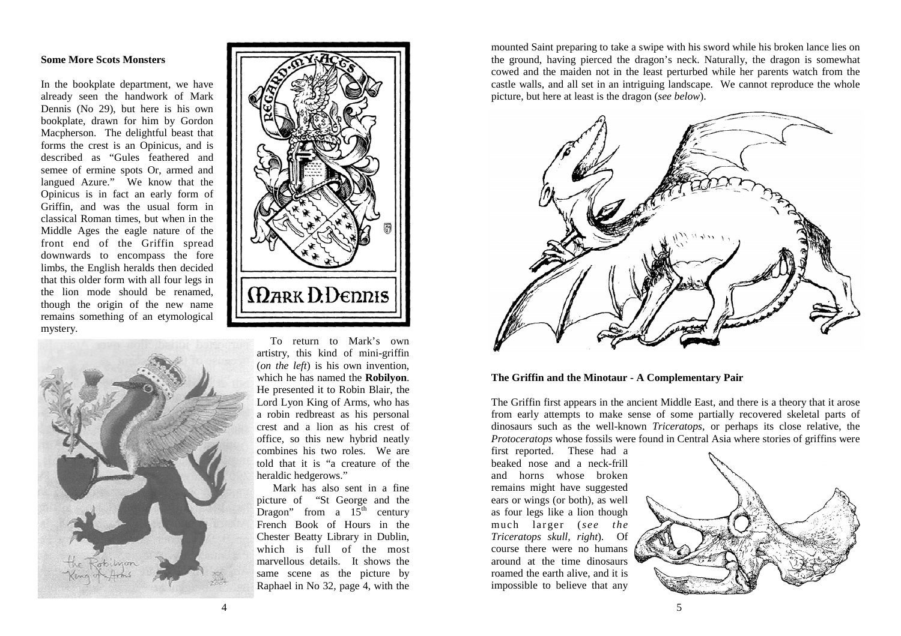### Some More Scots Monsters

In the bookplate department, we have already seen the handwork of Mark Dennis (No 29), but here is his own bookplate, drawn for him by Gordon Macpherson. The delightful beast that forms the crest is an Opinicus, and is described as "Gules feathered and semee of ermine spots Or, armed and langued Azure." We know that the Opinicus is in fact an early form of Griffin, and was the usual form in classical Roman times, but when in the Middle Ages the eagle nature of the front end of the Griffin spread downwards to encompass the fore limbs, the English heralds then decided that this older form with all four legs in the lion mode should be renamed, though the origin of the new name remains something of an etymological mystery.

To return to Mark's own artistry, this kind of mini-griffin (*on the left*) is his own invention, which he has named the **Robilyon**. He presented it to Robin Blair, the Lord Lyon King of Arms, who has a robin redbreast as his personal crest and a lion as his crest of office, so this new hybrid neatly combines his two roles. We are told that it is "a creature of the heraldic hedgerows."

Mark has also sent in a fine picture of "St George and the Dragon" from a 15th century French Book of Hours in the Chester Beatty Library in Dublin, which is full of the most marvellous details. It shows the same scene as the picture by Raphael in No 32, page 4, with the mounted Saint preparing to take a swipe with his sword while his broken lance lies on the ground, having pierced the dragon's neck. Naturally, the dragon is somewhat cowed and the maiden not in the least perturbed while her parents watch from the castle walls, and all set in an intriguing landscape. We cannot reproduce the whole picture, but here at least is the dragon (*see below*).

### The Griffin and the Minotaur - A Complementary Pair

The Griffin first appears in the ancient Middle East, and there is a theory that it arose from early attempts to make sense of some partially recovered skeletal parts of dinosaurs such as the well-known *Triceratops*, or perhaps its close relative, the *Protoceratops* whose fossils were found in Central Asia where stories of griffins were first reported. These had a beaked nose and a neck-frill and horns whose broken remains might have suggested ears or wings (or both), as well as four legs like a lion though much larger (*see the Triceratops skull, right*). Of course there were no humans around at the time dinosaurs roamed the earth alive, and it is impossible to believe that any